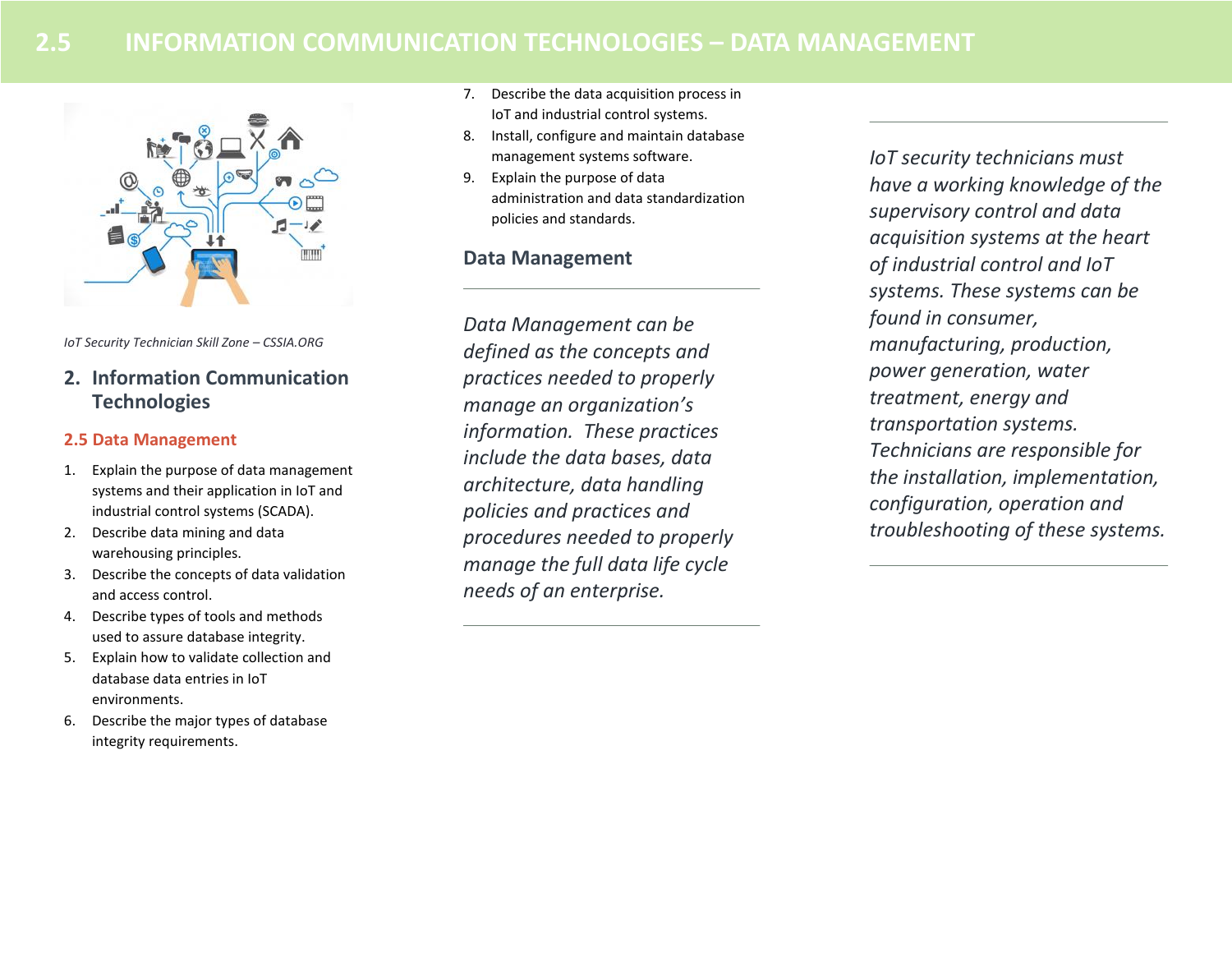# 2.5 INFORMATION COMMUNICATION TECHNOLOGIES – DATA MANAGEMENT

*IoT Security Technician Skill Zone – CSSIA.ORG*

## 2. Information Communication Technologies

### 2.5 Data Management

1. Explain the purpose of data management systems and their application in IoT and industrial control systems (SCADA).
2. Describe data mining and data warehousing principles.
3. Describe the concepts of data validation and access control.
4. Describe types of tools and methods used to assure database integrity.
5. Explain how to validate collection and database data entries in IoT environments.
6. Describe the major types of database integrity requirements.
7. Describe the data acquisition process in IoT and industrial control systems.
8. Install, configure and maintain database management systems software.
9. Explain the purpose of data administration and data standardization policies and standards.

### Data Management

*Data Management can be defined as the concepts and practices needed to properly manage an organization's information. These practices include the data bases, data architecture, data handling policies and practices and procedures needed to properly manage the full data life cycle needs of an enterprise.*

*IoT security technicians must have a working knowledge of the supervisory control and data acquisition systems at the heart of industrial control and IoT systems. These systems can be found in consumer, manufacturing, production, power generation, water treatment, energy and transportation systems. Technicians are responsible for the installation, implementation, configuration, operation and troubleshooting of these systems.*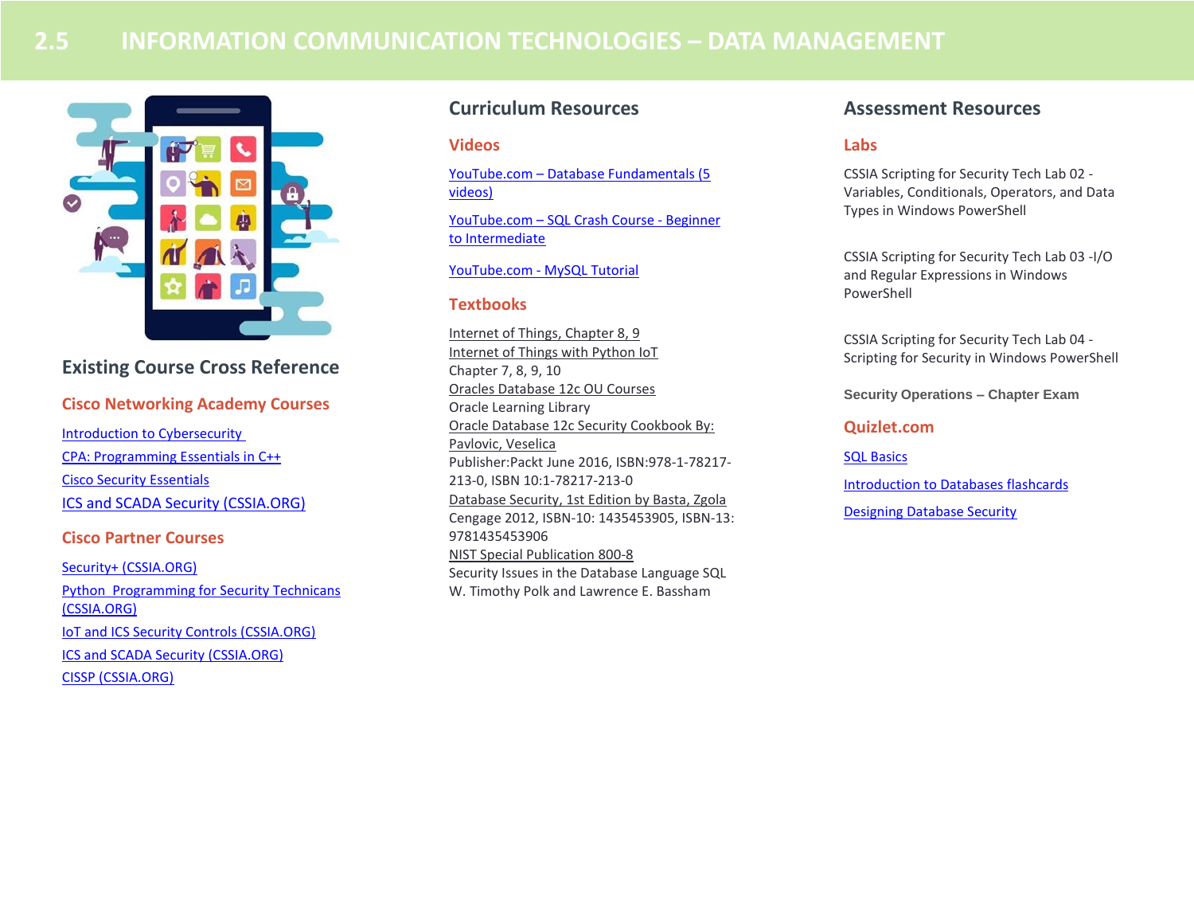# 2.5 INFORMATION COMMUNICATION TECHNOLOGIES – DATA MANAGEMENT

## Existing Course Cross Reference

### Cisco Networking Academy Courses

Introduction to Cybersecurity

CPA: Programming Essentials in C++

Cisco Security Essentials

ICS and SCADA Security (CSSIA.ORG)

### Cisco Partner Courses

Security+ (CSSIA.ORG)

Python Programming for Security Technicans (CSSIA.ORG)

IoT and ICS Security Controls (CSSIA.ORG)

ICS and SCADA Security (CSSIA.ORG)

CISSP (CSSIA.ORG)

## Curriculum Resources

### Videos

YouTube.com – Database Fundamentals (5 videos)

YouTube.com – SQL Crash Course - Beginner to Intermediate

YouTube.com - MySQL Tutorial

### Textbooks

Internet of Things, Chapter 8, 9
Internet of Things with Python IoT
Chapter 7, 8, 9, 10
Oracles Database 12c OU Courses
Oracle Learning Library
Oracle Database 12c Security Cookbook By: Pavlovic, Veselica
Publisher:Packt June 2016, ISBN:978-1-78217-213-0, ISBN 10:1-78217-213-0
Database Security, 1st Edition by Basta, Zgola
Cengage 2012, ISBN-10: 1435453905, ISBN-13: 9781435453906
NIST Special Publication 800-8
Security Issues in the Database Language SQL
W. Timothy Polk and Lawrence E. Bassham

## Assessment Resources

### Labs

CSSIA Scripting for Security Tech Lab 02 - Variables, Conditionals, Operators, and Data Types in Windows PowerShell

CSSIA Scripting for Security Tech Lab 03 -I/O and Regular Expressions in Windows PowerShell

CSSIA Scripting for Security Tech Lab 04 - Scripting for Security in Windows PowerShell

**Security Operations – Chapter Exam**

### Quizlet.com

SQL Basics

Introduction to Databases flashcards

Designing Database Security